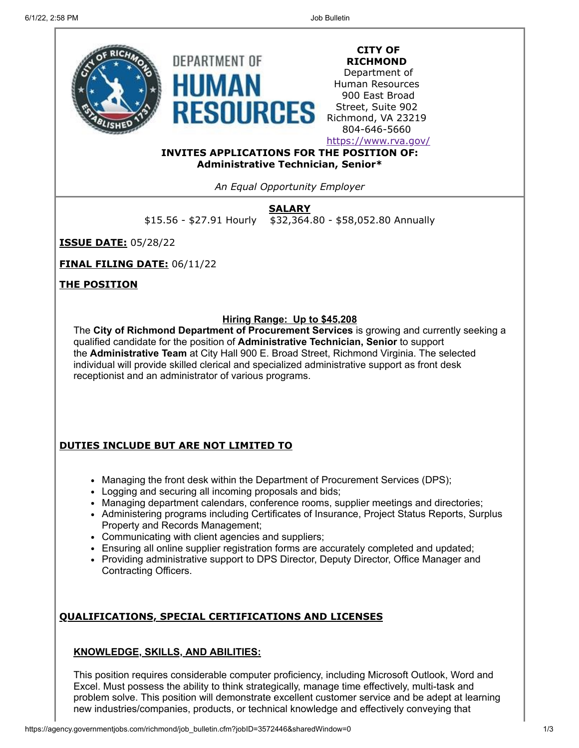**CITY OF RICHMOND**
Department of Human Resources
900 East Broad Street, Suite 902
Richmond, VA 23219
804-646-5660
https://www.rva.gov/

**INVITES APPLICATIONS FOR THE POSITION OF:**
**Administrative Technician, Senior***

*An Equal Opportunity Employer*

**SALARY**
$15.56 - $27.91 Hourly   $32,364.80 - $58,052.80 Annually

**ISSUE DATE:** 05/28/22

**FINAL FILING DATE:** 06/11/22

## THE POSITION

**Hiring Range: Up to $45,208**

The **City of Richmond Department of Procurement Services** is growing and currently seeking a qualified candidate for the position of **Administrative Technician, Senior** to support the **Administrative Team** at City Hall 900 E. Broad Street, Richmond Virginia. The selected individual will provide skilled clerical and specialized administrative support as front desk receptionist and an administrator of various programs.

## DUTIES INCLUDE BUT ARE NOT LIMITED TO

- Managing the front desk within the Department of Procurement Services (DPS);
- Logging and securing all incoming proposals and bids;
- Managing department calendars, conference rooms, supplier meetings and directories;
- Administering programs including Certificates of Insurance, Project Status Reports, Surplus Property and Records Management;
- Communicating with client agencies and suppliers;
- Ensuring all online supplier registration forms are accurately completed and updated;
- Providing administrative support to DPS Director, Deputy Director, Office Manager and Contracting Officers.

## QUALIFICATIONS, SPECIAL CERTIFICATIONS AND LICENSES

### KNOWLEDGE, SKILLS, AND ABILITIES:

This position requires considerable computer proficiency, including Microsoft Outlook, Word and Excel. Must possess the ability to think strategically, manage time effectively, multi-task and problem solve. This position will demonstrate excellent customer service and be adept at learning new industries/companies, products, or technical knowledge and effectively conveying that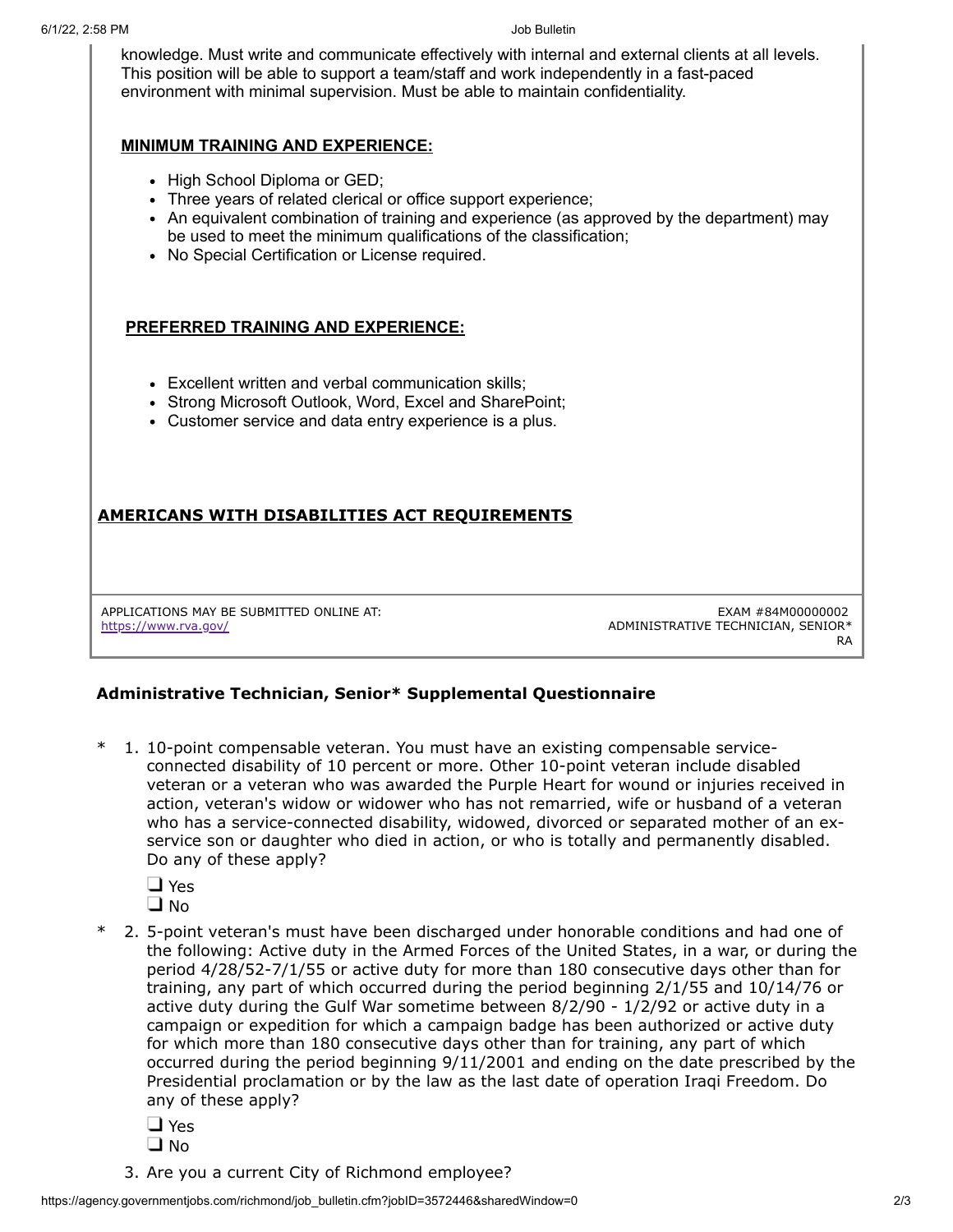knowledge. Must write and communicate effectively with internal and external clients at all levels. This position will be able to support a team/staff and work independently in a fast-paced environment with minimal supervision. Must be able to maintain confidentiality.

**MINIMUM TRAINING AND EXPERIENCE:**

- High School Diploma or GED;
- Three years of related clerical or office support experience;
- An equivalent combination of training and experience (as approved by the department) may be used to meet the minimum qualifications of the classification;
- No Special Certification or License required.

**PREFERRED TRAINING AND EXPERIENCE:**

- Excellent written and verbal communication skills;
- Strong Microsoft Outlook, Word, Excel and SharePoint;
- Customer service and data entry experience is a plus.

**AMERICANS WITH DISABILITIES ACT REQUIREMENTS**

APPLICATIONS MAY BE SUBMITTED ONLINE AT:
https://www.rva.gov/

EXAM #84M00000002
ADMINISTRATIVE TECHNICIAN, SENIOR*
RA

## Administrative Technician, Senior* Supplemental Questionnaire

\* 1. 10-point compensable veteran. You must have an existing compensable service-connected disability of 10 percent or more. Other 10-point veteran include disabled veteran or a veteran who was awarded the Purple Heart for wound or injuries received in action, veteran's widow or widower who has not remarried, wife or husband of a veteran who has a service-connected disability, widowed, divorced or separated mother of an ex-service son or daughter who died in action, or who is totally and permanently disabled. Do any of these apply?

- ❑ Yes
- ❑ No

\* 2. 5-point veteran's must have been discharged under honorable conditions and had one of the following: Active duty in the Armed Forces of the United States, in a war, or during the period 4/28/52-7/1/55 or active duty for more than 180 consecutive days other than for training, any part of which occurred during the period beginning 2/1/55 and 10/14/76 or active duty during the Gulf War sometime between 8/2/90 - 1/2/92 or active duty in a campaign or expedition for which a campaign badge has been authorized or active duty for which more than 180 consecutive days other than for training, any part of which occurred during the period beginning 9/11/2001 and ending on the date prescribed by the Presidential proclamation or by the law as the last date of operation Iraqi Freedom. Do any of these apply?

- ❑ Yes
- ❑ No

3. Are you a current City of Richmond employee?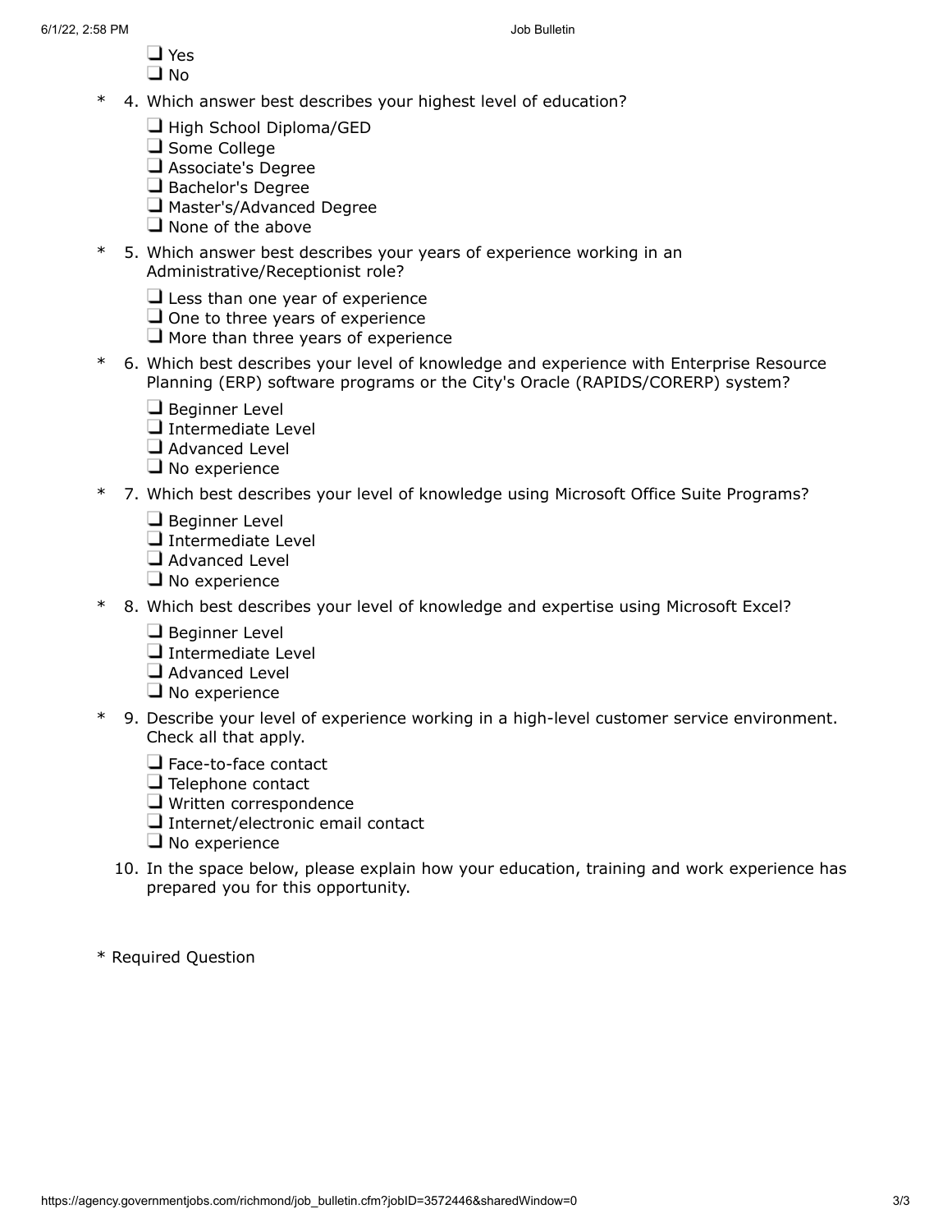- ❑ Yes
- ❑ No

\* 4. Which answer best describes your highest level of education?

- ❑ High School Diploma/GED
- ❑ Some College
- ❑ Associate's Degree
- ❑ Bachelor's Degree
- ❑ Master's/Advanced Degree
- ❑ None of the above

\* 5. Which answer best describes your years of experience working in an Administrative/Receptionist role?

- ❑ Less than one year of experience
- ❑ One to three years of experience
- ❑ More than three years of experience

\* 6. Which best describes your level of knowledge and experience with Enterprise Resource Planning (ERP) software programs or the City's Oracle (RAPIDS/CORERP) system?

- ❑ Beginner Level
- ❑ Intermediate Level
- ❑ Advanced Level
- ❑ No experience

\* 7. Which best describes your level of knowledge using Microsoft Office Suite Programs?

- ❑ Beginner Level
- ❑ Intermediate Level
- ❑ Advanced Level
- ❑ No experience

\* 8. Which best describes your level of knowledge and expertise using Microsoft Excel?

- ❑ Beginner Level
- ❑ Intermediate Level
- ❑ Advanced Level
- ❑ No experience

\* 9. Describe your level of experience working in a high-level customer service environment. Check all that apply.

- ❑ Face-to-face contact
- ❑ Telephone contact
- ❑ Written correspondence
- ❑ Internet/electronic email contact
- ❑ No experience

10. In the space below, please explain how your education, training and work experience has prepared you for this opportunity.

\* Required Question